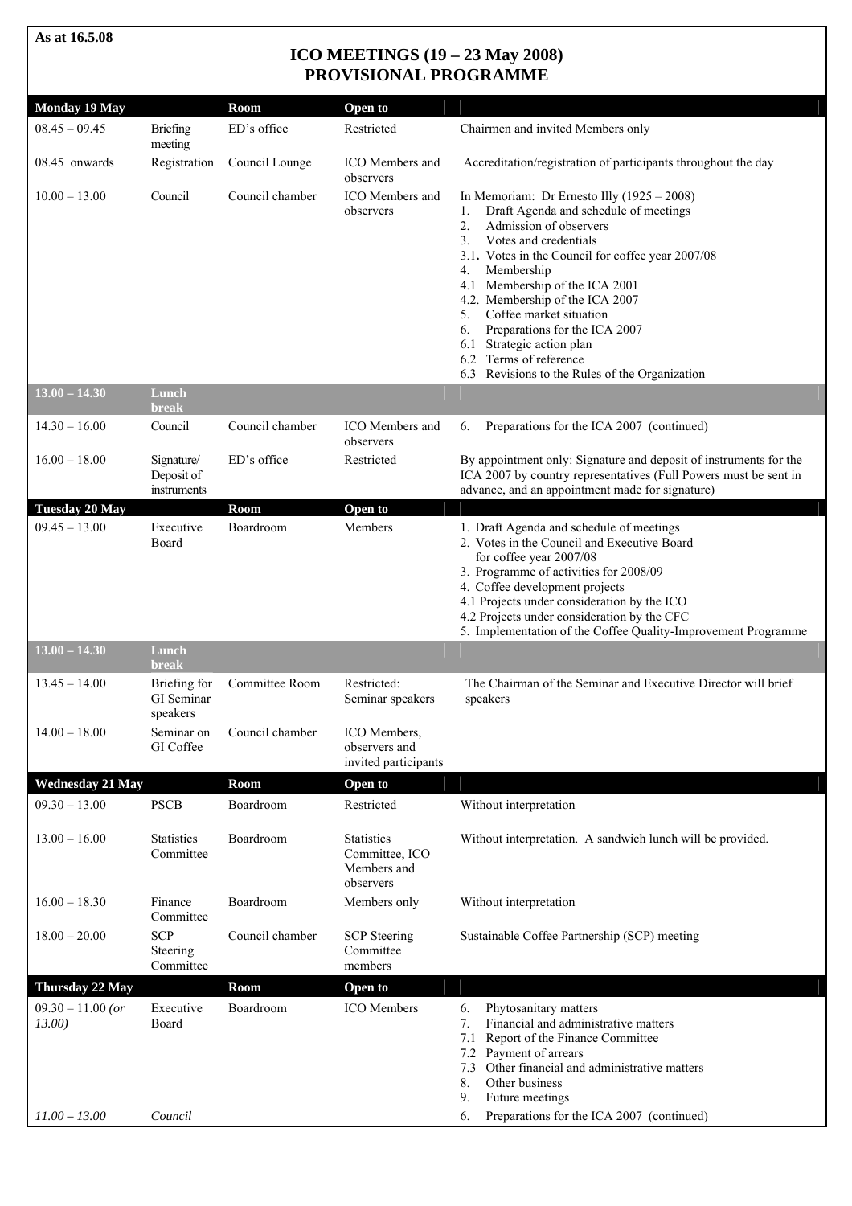**As at 16.5.08**

# ICO MEETINGS (19 – 23 May 2008)
## PROVISIONAL PROGRAMME

| **Monday 19 May** | | **Room** | **Open to** | |
|---|---|---|---|---|
| 08.45 – 09.45 | Briefing meeting | ED's office | Restricted | Chairmen and invited Members only |
| 08.45 onwards | Registration | Council Lounge | ICO Members and observers | Accreditation/registration of participants throughout the day |
| 10.00 – 13.00 | Council | Council chamber | ICO Members and observers | In Memoriam: Dr Ernesto Illy (1925 – 2008)<br>1. Draft Agenda and schedule of meetings<br>2. Admission of observers<br>3. Votes and credentials<br>3.1. Votes in the Council for coffee year 2007/08<br>4. Membership<br>4.1 Membership of the ICA 2001<br>4.2. Membership of the ICA 2007<br>5. Coffee market situation<br>6. Preparations for the ICA 2007<br>6.1 Strategic action plan<br>6.2 Terms of reference<br>6.3 Revisions to the Rules of the Organization |
| **13.00 – 14.30** | **Lunch break** | | | |
| 14.30 – 16.00 | Council | Council chamber | ICO Members and observers | 6. Preparations for the ICA 2007 (continued) |
| 16.00 – 18.00 | Signature/ Deposit of instruments | ED's office | Restricted | By appointment only: Signature and deposit of instruments for the ICA 2007 by country representatives (Full Powers must be sent in advance, and an appointment made for signature) |
| **Tuesday 20 May** | | **Room** | **Open to** | |
| 09.45 – 13.00 | Executive Board | Boardroom | Members | 1. Draft Agenda and schedule of meetings<br>2. Votes in the Council and Executive Board for coffee year 2007/08<br>3. Programme of activities for 2008/09<br>4. Coffee development projects<br>4.1 Projects under consideration by the ICO<br>4.2 Projects under consideration by the CFC<br>5. Implementation of the Coffee Quality-Improvement Programme |
| **13.00 – 14.30** | **Lunch break** | | | |
| 13.45 – 14.00 | Briefing for GI Seminar speakers | Committee Room | Restricted: Seminar speakers | The Chairman of the Seminar and Executive Director will brief speakers |
| 14.00 – 18.00 | Seminar on GI Coffee | Council chamber | ICO Members, observers and invited participants | |
| **Wednesday 21 May** | | **Room** | **Open to** | |
| 09.30 – 13.00 | PSCB | Boardroom | Restricted | Without interpretation |
| 13.00 – 16.00 | Statistics Committee | Boardroom | Statistics Committee, ICO Members and observers | Without interpretation. A sandwich lunch will be provided. |
| 16.00 – 18.30 | Finance Committee | Boardroom | Members only | Without interpretation |
| 18.00 – 20.00 | SCP Steering Committee | Council chamber | SCP Steering Committee members | Sustainable Coffee Partnership (SCP) meeting |
| **Thursday 22 May** | | **Room** | **Open to** | |
| 09.30 – 11.00 *(or 13.00)* | Executive Board | Boardroom | ICO Members | 6. Phytosanitary matters<br>7. Financial and administrative matters<br>7.1 Report of the Finance Committee<br>7.2 Payment of arrears<br>7.3 Other financial and administrative matters<br>8. Other business<br>9. Future meetings |
| *11.00 – 13.00* | *Council* | | | 6. Preparations for the ICA 2007 (continued) |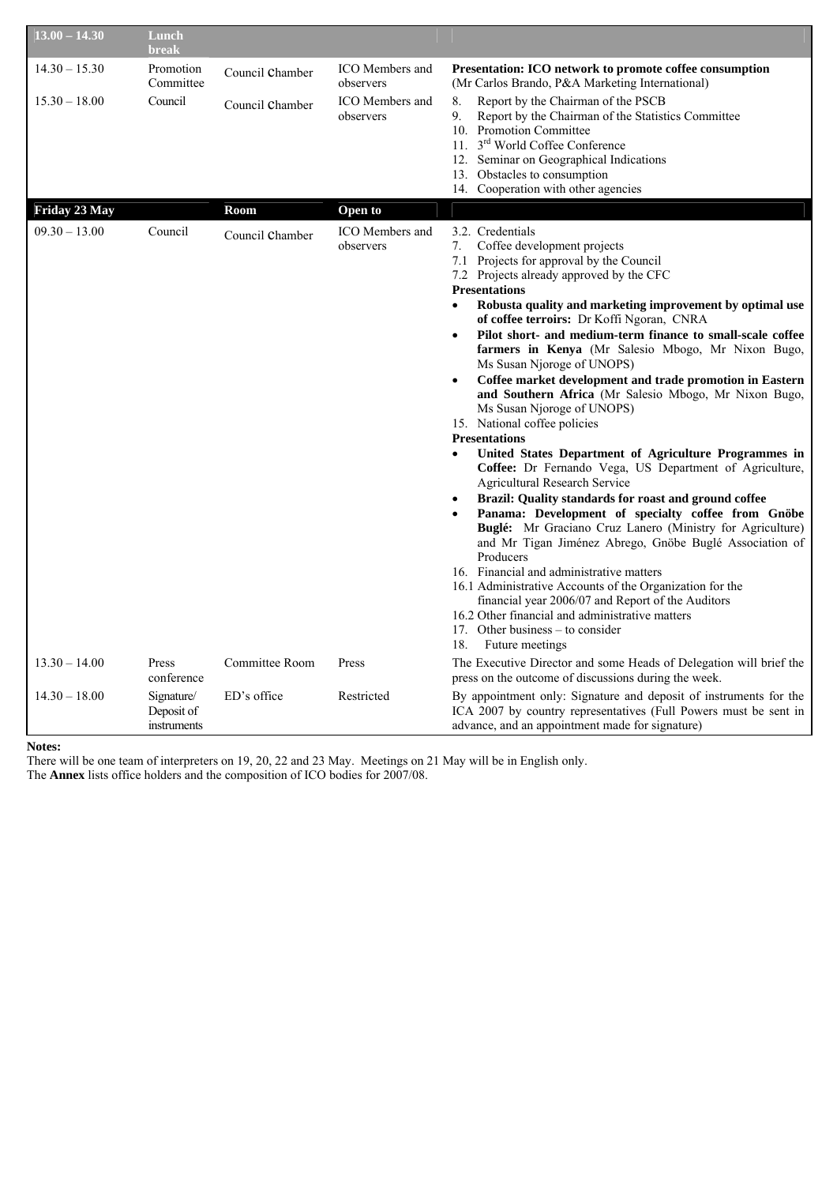| 13.00 – 14.30 | Lunch break | | | |
|---|---|---|---|---|
| 14.30 – 15.30 | Promotion Committee | Council Chamber | ICO Members and observers | **Presentation: ICO network to promote coffee consumption** (Mr Carlos Brando, P&A Marketing International) |
| 15.30 – 18.00 | Council | Council Chamber | ICO Members and observers | 8. Report by the Chairman of the PSCB<br>9. Report by the Chairman of the Statistics Committee<br>10. Promotion Committee<br>11. 3rd World Coffee Conference<br>12. Seminar on Geographical Indications<br>13. Obstacles to consumption<br>14. Cooperation with other agencies |
| **Friday 23 May** | | **Room** | **Open to** | |
| 09.30 – 13.00 | Council | Council Chamber | ICO Members and observers | 3.2. Credentials<br>7. Coffee development projects<br>7.1 Projects for approval by the Council<br>7.2 Projects already approved by the CFC<br>**Presentations**<br>• **Robusta quality and marketing improvement by optimal use of coffee terroirs:** Dr Koffi Ngoran, CNRA<br>• **Pilot short- and medium-term finance to small-scale coffee farmers in Kenya** (Mr Salesio Mbogo, Mr Nixon Bugo, Ms Susan Njoroge of UNOPS)<br>• **Coffee market development and trade promotion in Eastern and Southern Africa** (Mr Salesio Mbogo, Mr Nixon Bugo, Ms Susan Njoroge of UNOPS)<br>15. National coffee policies<br>**Presentations**<br>• **United States Department of Agriculture Programmes in Coffee:** Dr Fernando Vega, US Department of Agriculture, Agricultural Research Service<br>• **Brazil: Quality standards for roast and ground coffee**<br>• **Panama: Development of specialty coffee from Gnöbe Buglé:** Mr Graciano Cruz Lanero (Ministry for Agriculture) and Mr Tigan Jiménez Abrego, Gnöbe Buglé Association of Producers<br>16. Financial and administrative matters<br>16.1 Administrative Accounts of the Organization for the financial year 2006/07 and Report of the Auditors<br>16.2 Other financial and administrative matters<br>17. Other business – to consider<br>18. Future meetings |
| 13.30 – 14.00 | Press conference | Committee Room | Press | The Executive Director and some Heads of Delegation will brief the press on the outcome of discussions during the week. |
| 14.30 – 18.00 | Signature/ Deposit of instruments | ED's office | Restricted | By appointment only: Signature and deposit of instruments for the ICA 2007 by country representatives (Full Powers must be sent in advance, and an appointment made for signature) |

**Notes:**

There will be one team of interpreters on 19, 20, 22 and 23 May. Meetings on 21 May will be in English only.

The **Annex** lists office holders and the composition of ICO bodies for 2007/08.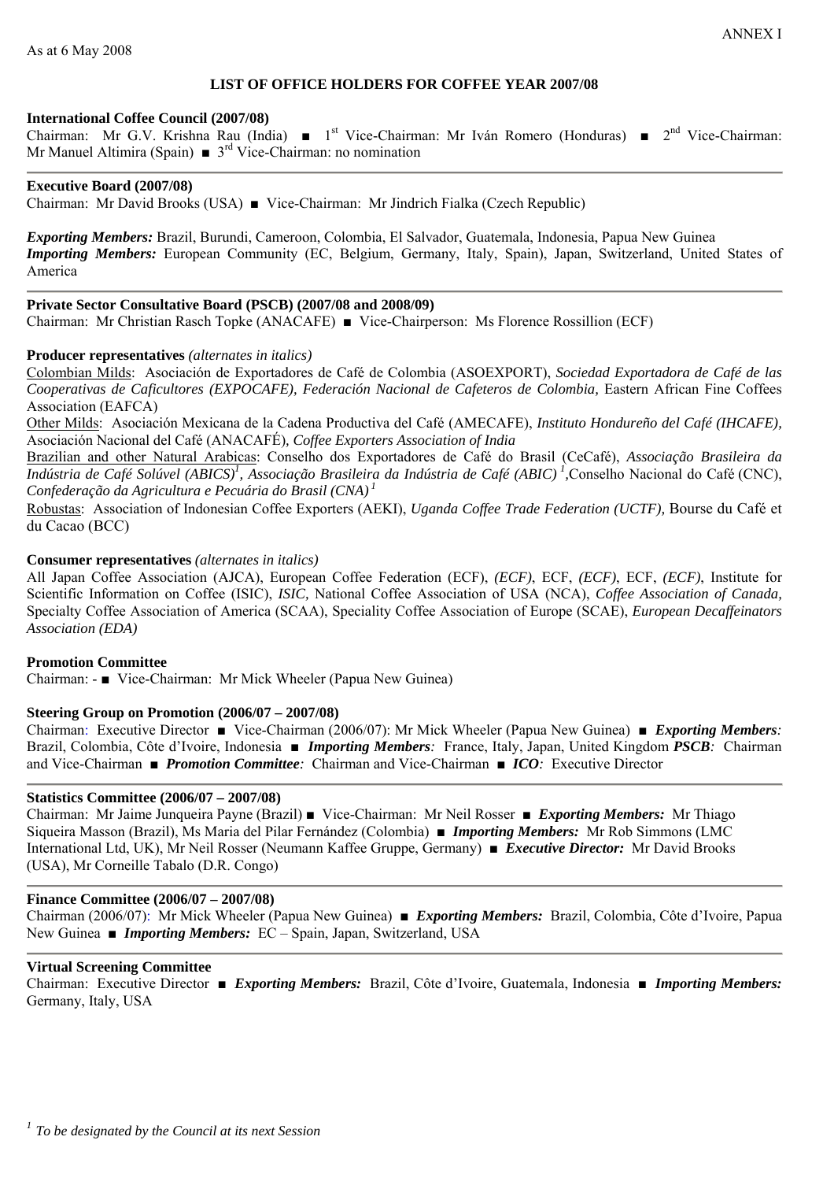ANNEX I

As at 6 May 2008

## LIST OF OFFICE HOLDERS FOR COFFEE YEAR 2007/08

**International Coffee Council (2007/08)**

Chairman: Mr G.V. Krishna Rau (India) ■ 1st Vice-Chairman: Mr Iván Romero (Honduras) ■ 2nd Vice-Chairman: Mr Manuel Altimira (Spain) ■ 3rd Vice-Chairman: no nomination

---

**Executive Board (2007/08)**

Chairman: Mr David Brooks (USA) ■ Vice-Chairman: Mr Jindrich Fialka (Czech Republic)

***Exporting Members:*** Brazil, Burundi, Cameroon, Colombia, El Salvador, Guatemala, Indonesia, Papua New Guinea
***Importing Members:*** European Community (EC, Belgium, Germany, Italy, Spain), Japan, Switzerland, United States of America

---

**Private Sector Consultative Board (PSCB) (2007/08 and 2008/09)**

Chairman: Mr Christian Rasch Topke (ANACAFE) ■ Vice-Chairperson: Ms Florence Rossillion (ECF)

**Producer representatives** *(alternates in italics)*

Colombian Milds: Asociación de Exportadores de Café de Colombia (ASOEXPORT), *Sociedad Exportadora de Café de las Cooperativas de Caficultores (EXPOCAFE), Federación Nacional de Cafeteros de Colombia,* Eastern African Fine Coffees Association (EAFCA)

Other Milds: Asociación Mexicana de la Cadena Productiva del Café (AMECAFE), *Instituto Hondureño del Café (IHCAFE),* Asociación Nacional del Café (ANACAFÉ)*, Coffee Exporters Association of India*

Brazilian and other Natural Arabicas: Conselho dos Exportadores de Café do Brasil (CeCafé), *Associação Brasileira da Indústria de Café Solúvel (ABICS)[1], Associação Brasileira da Indústria de Café (ABIC)[1]*,Conselho Nacional do Café (CNC), *Confederação da Agricultura e Pecuária do Brasil (CNA)[1]*

Robustas: Association of Indonesian Coffee Exporters (AEKI), *Uganda Coffee Trade Federation (UCTF),* Bourse du Café et du Cacao (BCC)

**Consumer representatives** *(alternates in italics)*

All Japan Coffee Association (AJCA), European Coffee Federation (ECF), *(ECF)*, ECF, *(ECF)*, ECF, *(ECF)*, Institute for Scientific Information on Coffee (ISIC), *ISIC,* National Coffee Association of USA (NCA), *Coffee Association of Canada,* Specialty Coffee Association of America (SCAA), Speciality Coffee Association of Europe (SCAE), *European Decaffeinators Association (EDA)*

**Promotion Committee**

Chairman: - ■ Vice-Chairman: Mr Mick Wheeler (Papua New Guinea)

**Steering Group on Promotion (2006/07 – 2007/08)**

Chairman: Executive Director ■ Vice-Chairman (2006/07): Mr Mick Wheeler (Papua New Guinea) ■ ***Exporting Members:*** Brazil, Colombia, Côte d'Ivoire, Indonesia ■ ***Importing Members:*** France, Italy, Japan, United Kingdom ***PSCB:*** Chairman and Vice-Chairman ■ ***Promotion Committee:*** Chairman and Vice-Chairman ■ ***ICO:*** Executive Director

---

**Statistics Committee (2006/07 – 2007/08)**

Chairman: Mr Jaime Junqueira Payne (Brazil) ■ Vice-Chairman: Mr Neil Rosser ■ ***Exporting Members:*** Mr Thiago Siqueira Masson (Brazil), Ms Maria del Pilar Fernández (Colombia) ■ ***Importing Members:*** Mr Rob Simmons (LMC International Ltd, UK), Mr Neil Rosser (Neumann Kaffee Gruppe, Germany) ■ ***Executive Director:*** Mr David Brooks (USA), Mr Corneille Tabalo (D.R. Congo)

---

**Finance Committee (2006/07 – 2007/08)**

Chairman (2006/07): Mr Mick Wheeler (Papua New Guinea) ■ ***Exporting Members:*** Brazil, Colombia, Côte d'Ivoire, Papua New Guinea ■ ***Importing Members:*** EC – Spain, Japan, Switzerland, USA

---

**Virtual Screening Committee**

Chairman: Executive Director ■ ***Exporting Members:*** Brazil, Côte d'Ivoire, Guatemala, Indonesia ■ ***Importing Members:*** Germany, Italy, USA

*[1] To be designated by the Council at its next Session*